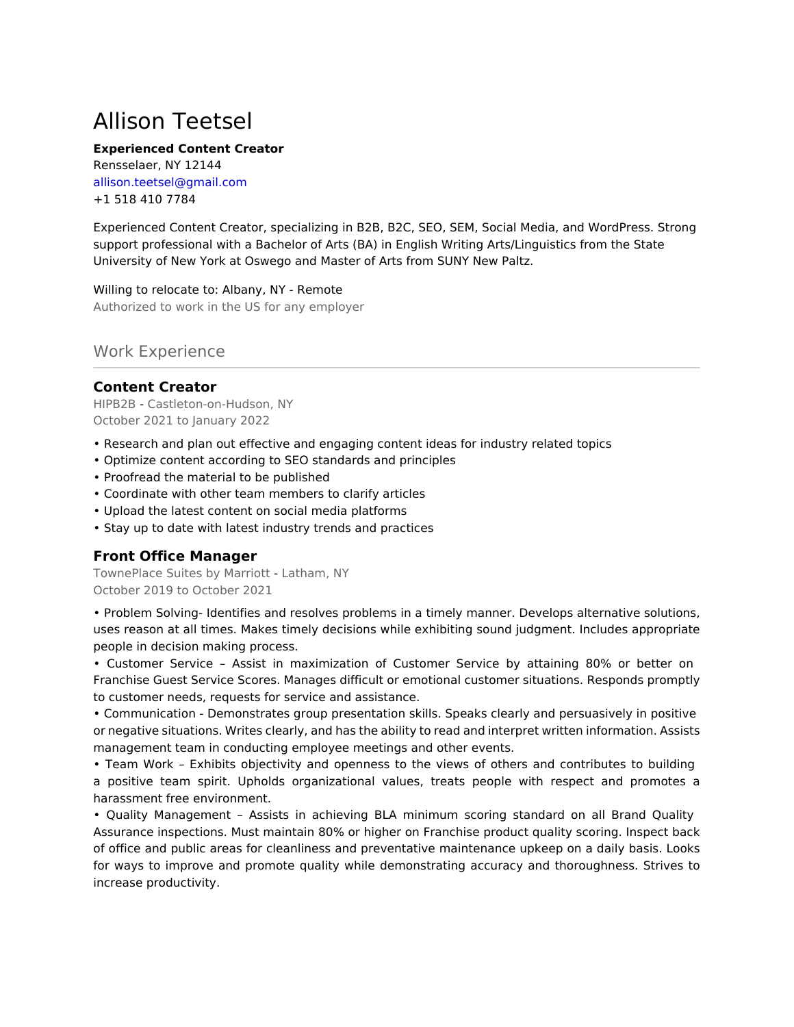# Allison Teetsel

**Experienced Content Creator**
Rensselaer, NY 12144
allison.teetsel@gmail.com
+1 518 410 7784

Experienced Content Creator, specializing in B2B, B2C, SEO, SEM, Social Media, and WordPress. Strong support professional with a Bachelor of Arts (BA) in English Writing Arts/Linguistics from the State University of New York at Oswego and Master of Arts from SUNY New Paltz.

Willing to relocate to: Albany, NY - Remote
Authorized to work in the US for any employer

## Work Experience

### Content Creator

HIPB2B - Castleton-on-Hudson, NY
October 2021 to January 2022

- Research and plan out effective and engaging content ideas for industry related topics
- Optimize content according to SEO standards and principles
- Proofread the material to be published
- Coordinate with other team members to clarify articles
- Upload the latest content on social media platforms
- Stay up to date with latest industry trends and practices

### Front Office Manager

TownePlace Suites by Marriott - Latham, NY
October 2019 to October 2021

- Problem Solving- Identifies and resolves problems in a timely manner. Develops alternative solutions, uses reason at all times. Makes timely decisions while exhibiting sound judgment. Includes appropriate people in decision making process.
- Customer Service – Assist in maximization of Customer Service by attaining 80% or better on Franchise Guest Service Scores. Manages difficult or emotional customer situations. Responds promptly to customer needs, requests for service and assistance.
- Communication - Demonstrates group presentation skills. Speaks clearly and persuasively in positive or negative situations. Writes clearly, and has the ability to read and interpret written information. Assists management team in conducting employee meetings and other events.
- Team Work – Exhibits objectivity and openness to the views of others and contributes to building a positive team spirit. Upholds organizational values, treats people with respect and promotes a harassment free environment.
- Quality Management – Assists in achieving BLA minimum scoring standard on all Brand Quality Assurance inspections. Must maintain 80% or higher on Franchise product quality scoring. Inspect back of office and public areas for cleanliness and preventative maintenance upkeep on a daily basis. Looks for ways to improve and promote quality while demonstrating accuracy and thoroughness. Strives to increase productivity.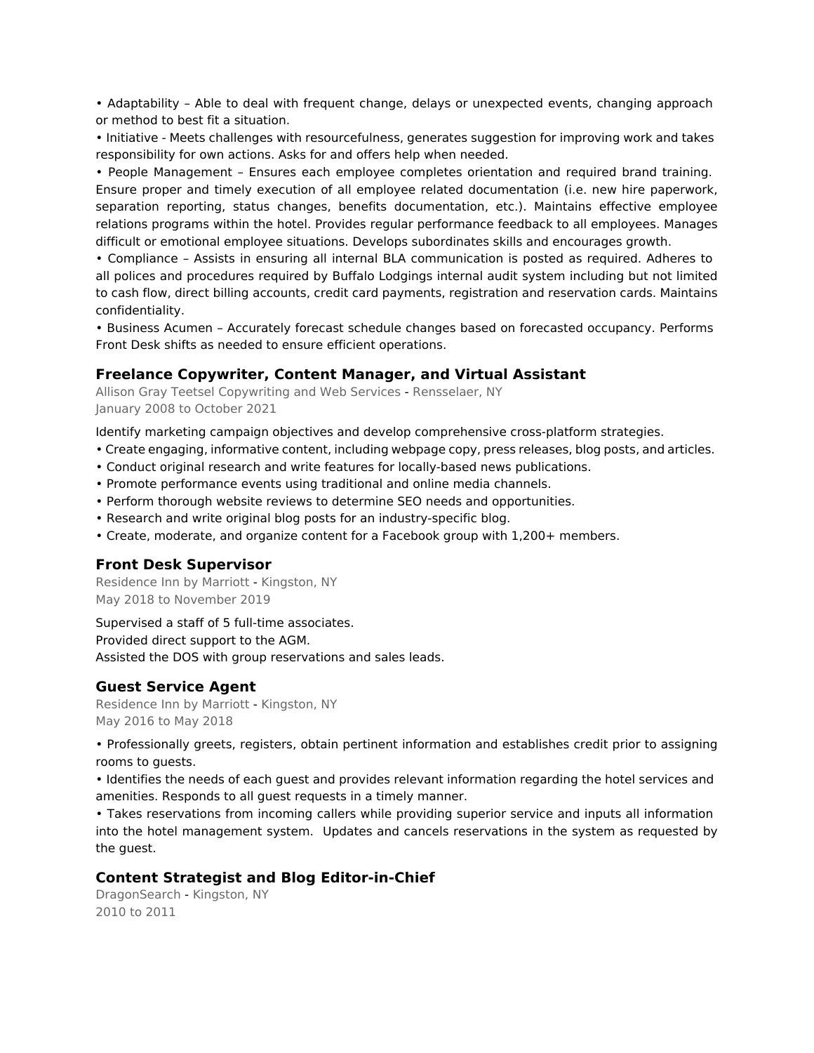• Adaptability – Able to deal with frequent change, delays or unexpected events, changing approach or method to best fit a situation.
• Initiative - Meets challenges with resourcefulness, generates suggestion for improving work and takes responsibility for own actions. Asks for and offers help when needed.
• People Management – Ensures each employee completes orientation and required brand training. Ensure proper and timely execution of all employee related documentation (i.e. new hire paperwork, separation reporting, status changes, benefits documentation, etc.). Maintains effective employee relations programs within the hotel. Provides regular performance feedback to all employees. Manages difficult or emotional employee situations. Develops subordinates skills and encourages growth.
• Compliance – Assists in ensuring all internal BLA communication is posted as required. Adheres to all polices and procedures required by Buffalo Lodgings internal audit system including but not limited to cash flow, direct billing accounts, credit card payments, registration and reservation cards. Maintains confidentiality.
• Business Acumen – Accurately forecast schedule changes based on forecasted occupancy. Performs Front Desk shifts as needed to ensure efficient operations.

### Freelance Copywriter, Content Manager, and Virtual Assistant

Allison Gray Teetsel Copywriting and Web Services - Rensselaer, NY
January 2008 to October 2021

Identify marketing campaign objectives and develop comprehensive cross-platform strategies.
• Create engaging, informative content, including webpage copy, press releases, blog posts, and articles.
• Conduct original research and write features for locally-based news publications.
• Promote performance events using traditional and online media channels.
• Perform thorough website reviews to determine SEO needs and opportunities.
• Research and write original blog posts for an industry-specific blog.
• Create, moderate, and organize content for a Facebook group with 1,200+ members.

### Front Desk Supervisor

Residence Inn by Marriott - Kingston, NY
May 2018 to November 2019

Supervised a staff of 5 full-time associates.
Provided direct support to the AGM.
Assisted the DOS with group reservations and sales leads.

### Guest Service Agent

Residence Inn by Marriott - Kingston, NY
May 2016 to May 2018

• Professionally greets, registers, obtain pertinent information and establishes credit prior to assigning rooms to guests.
• Identifies the needs of each guest and provides relevant information regarding the hotel services and amenities. Responds to all guest requests in a timely manner.
• Takes reservations from incoming callers while providing superior service and inputs all information into the hotel management system. Updates and cancels reservations in the system as requested by the guest.

### Content Strategist and Blog Editor-in-Chief

DragonSearch - Kingston, NY
2010 to 2011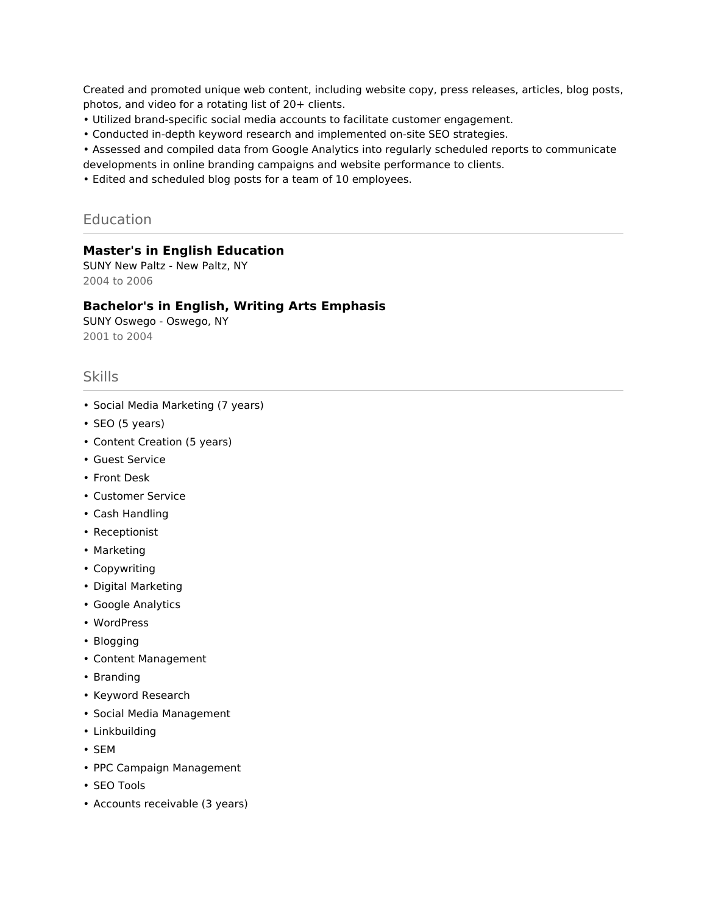Created and promoted unique web content, including website copy, press releases, articles, blog posts, photos, and video for a rotating list of 20+ clients.

- Utilized brand-specific social media accounts to facilitate customer engagement.
- Conducted in-depth keyword research and implemented on-site SEO strategies.
- Assessed and compiled data from Google Analytics into regularly scheduled reports to communicate developments in online branding campaigns and website performance to clients.
- Edited and scheduled blog posts for a team of 10 employees.

## Education

### Master's in English Education

SUNY New Paltz - New Paltz, NY

2004 to 2006

### Bachelor's in English, Writing Arts Emphasis

SUNY Oswego - Oswego, NY

2001 to 2004

## Skills

- Social Media Marketing (7 years)
- SEO (5 years)
- Content Creation (5 years)
- Guest Service
- Front Desk
- Customer Service
- Cash Handling
- Receptionist
- Marketing
- Copywriting
- Digital Marketing
- Google Analytics
- WordPress
- Blogging
- Content Management
- Branding
- Keyword Research
- Social Media Management
- Linkbuilding
- SEM
- PPC Campaign Management
- SEO Tools
- Accounts receivable (3 years)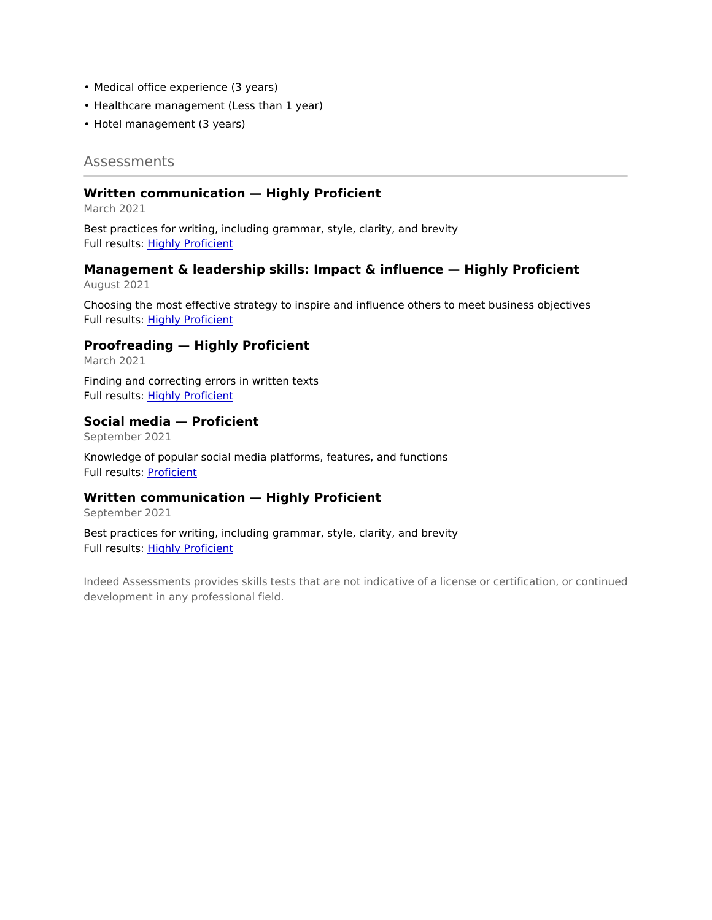- Medical office experience (3 years)
- Healthcare management (Less than 1 year)
- Hotel management (3 years)

## Assessments

### Written communication — Highly Proficient

March 2021

Best practices for writing, including grammar, style, clarity, and brevity
Full results: Highly Proficient

### Management & leadership skills: Impact & influence — Highly Proficient

August 2021

Choosing the most effective strategy to inspire and influence others to meet business objectives
Full results: Highly Proficient

### Proofreading — Highly Proficient

March 2021

Finding and correcting errors in written texts
Full results: Highly Proficient

### Social media — Proficient

September 2021

Knowledge of popular social media platforms, features, and functions
Full results: Proficient

### Written communication — Highly Proficient

September 2021

Best practices for writing, including grammar, style, clarity, and brevity
Full results: Highly Proficient

Indeed Assessments provides skills tests that are not indicative of a license or certification, or continued development in any professional field.